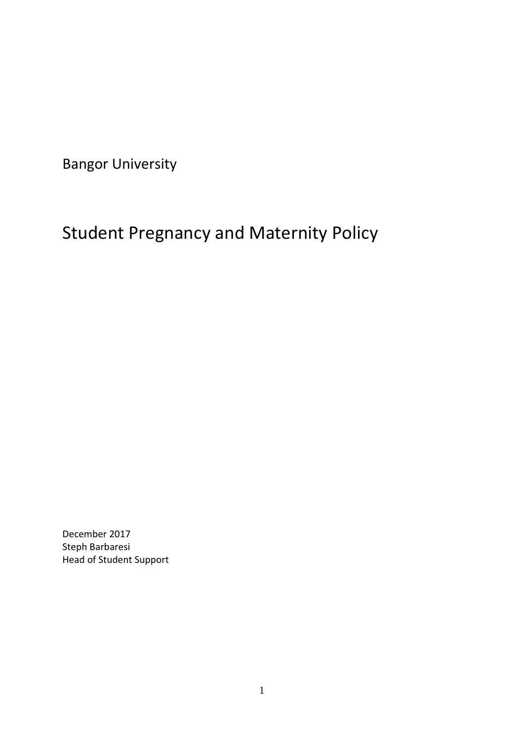Bangor University

# Student Pregnancy and Maternity Policy

December 2017
Steph Barbaresi
Head of Student Support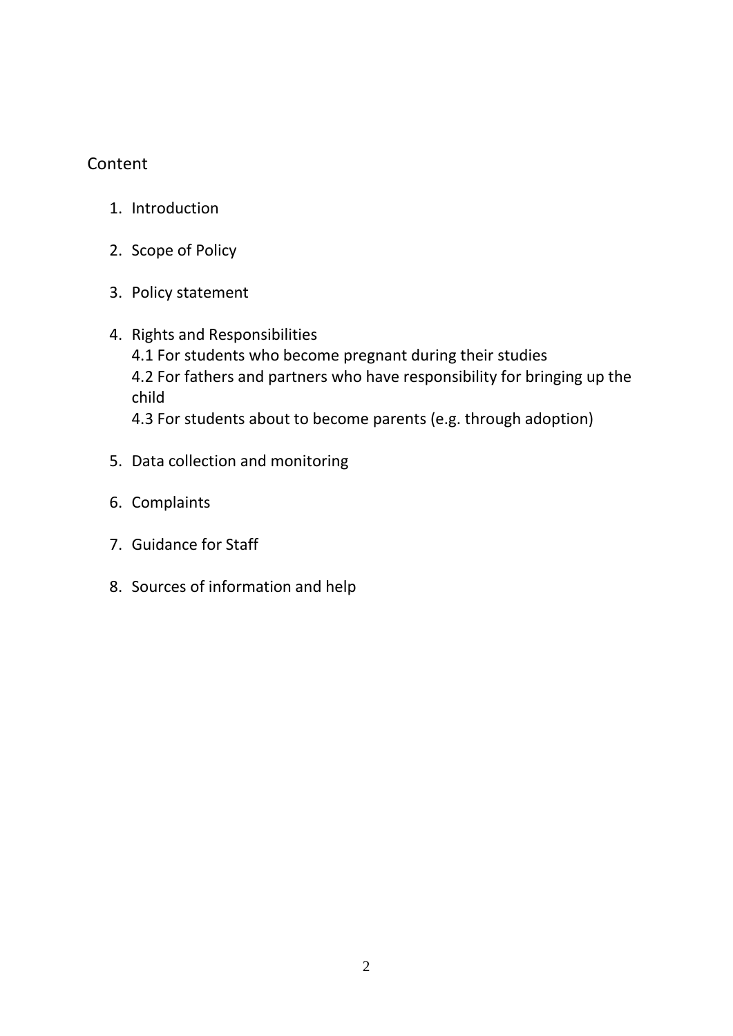## Content

1. Introduction
2. Scope of Policy
3. Policy statement
4. Rights and Responsibilities
   - 4.1 For students who become pregnant during their studies
   - 4.2 For fathers and partners who have responsibility for bringing up the child
   - 4.3 For students about to become parents (e.g. through adoption)
5. Data collection and monitoring
6. Complaints
7. Guidance for Staff
8. Sources of information and help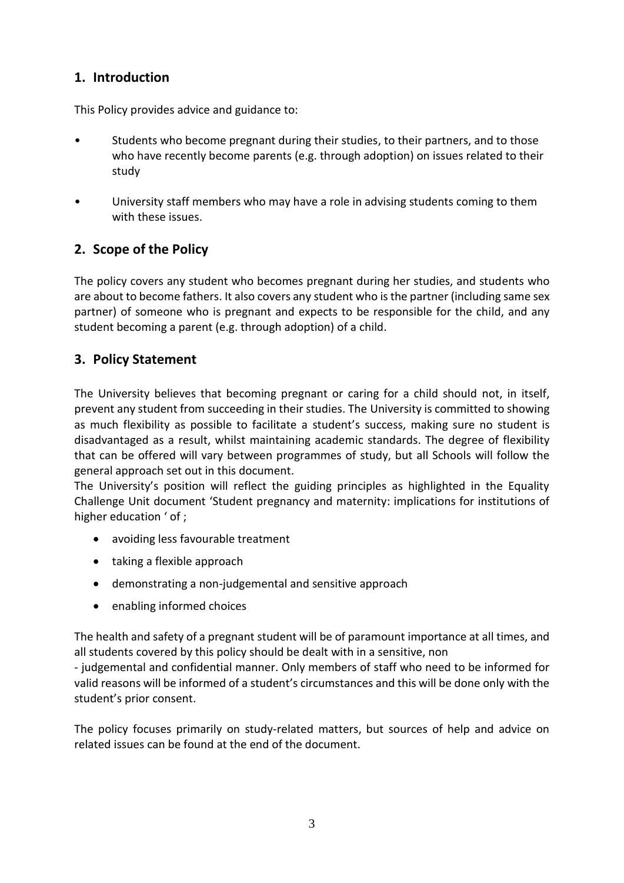## 1. Introduction

This Policy provides advice and guidance to:

- Students who become pregnant during their studies, to their partners, and to those who have recently become parents (e.g. through adoption) on issues related to their study
- University staff members who may have a role in advising students coming to them with these issues.

## 2. Scope of the Policy

The policy covers any student who becomes pregnant during her studies, and students who are about to become fathers. It also covers any student who is the partner (including same sex partner) of someone who is pregnant and expects to be responsible for the child, and any student becoming a parent (e.g. through adoption) of a child.

## 3. Policy Statement

The University believes that becoming pregnant or caring for a child should not, in itself, prevent any student from succeeding in their studies. The University is committed to showing as much flexibility as possible to facilitate a student's success, making sure no student is disadvantaged as a result, whilst maintaining academic standards. The degree of flexibility that can be offered will vary between programmes of study, but all Schools will follow the general approach set out in this document.

The University's position will reflect the guiding principles as highlighted in the Equality Challenge Unit document 'Student pregnancy and maternity: implications for institutions of higher education ' of ;

- avoiding less favourable treatment
- taking a flexible approach
- demonstrating a non-judgemental and sensitive approach
- enabling informed choices

The health and safety of a pregnant student will be of paramount importance at all times, and all students covered by this policy should be dealt with in a sensitive, non - judgemental and confidential manner. Only members of staff who need to be informed for valid reasons will be informed of a student's circumstances and this will be done only with the student's prior consent.

The policy focuses primarily on study-related matters, but sources of help and advice on related issues can be found at the end of the document.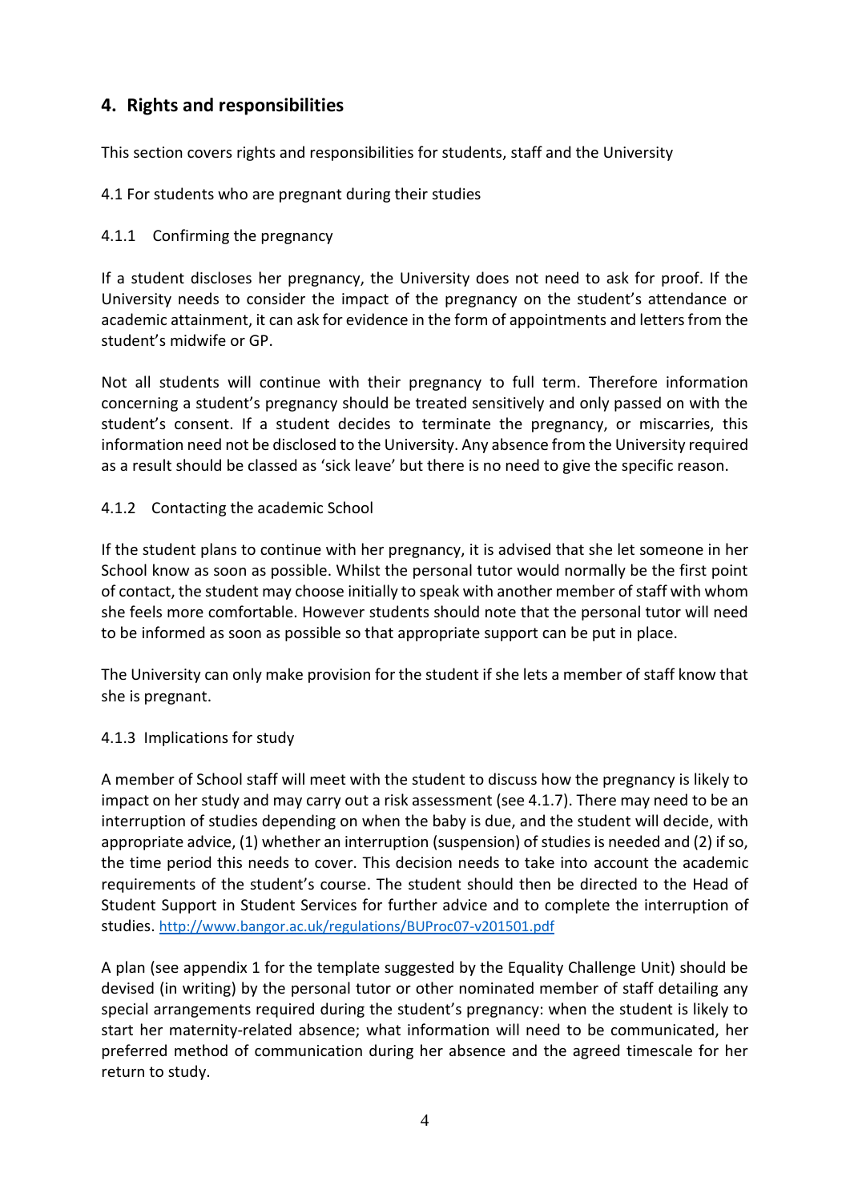## 4. Rights and responsibilities

This section covers rights and responsibilities for students, staff and the University

4.1 For students who are pregnant during their studies

4.1.1 Confirming the pregnancy

If a student discloses her pregnancy, the University does not need to ask for proof. If the University needs to consider the impact of the pregnancy on the student's attendance or academic attainment, it can ask for evidence in the form of appointments and letters from the student's midwife or GP.

Not all students will continue with their pregnancy to full term. Therefore information concerning a student's pregnancy should be treated sensitively and only passed on with the student's consent. If a student decides to terminate the pregnancy, or miscarries, this information need not be disclosed to the University. Any absence from the University required as a result should be classed as 'sick leave' but there is no need to give the specific reason.

4.1.2 Contacting the academic School

If the student plans to continue with her pregnancy, it is advised that she let someone in her School know as soon as possible. Whilst the personal tutor would normally be the first point of contact, the student may choose initially to speak with another member of staff with whom she feels more comfortable. However students should note that the personal tutor will need to be informed as soon as possible so that appropriate support can be put in place.

The University can only make provision for the student if she lets a member of staff know that she is pregnant.

4.1.3 Implications for study

A member of School staff will meet with the student to discuss how the pregnancy is likely to impact on her study and may carry out a risk assessment (see 4.1.7). There may need to be an interruption of studies depending on when the baby is due, and the student will decide, with appropriate advice, (1) whether an interruption (suspension) of studies is needed and (2) if so, the time period this needs to cover. This decision needs to take into account the academic requirements of the student's course. The student should then be directed to the Head of Student Support in Student Services for further advice and to complete the interruption of studies. http://www.bangor.ac.uk/regulations/BUProc07-v201501.pdf

A plan (see appendix 1 for the template suggested by the Equality Challenge Unit) should be devised (in writing) by the personal tutor or other nominated member of staff detailing any special arrangements required during the student's pregnancy: when the student is likely to start her maternity-related absence; what information will need to be communicated, her preferred method of communication during her absence and the agreed timescale for her return to study.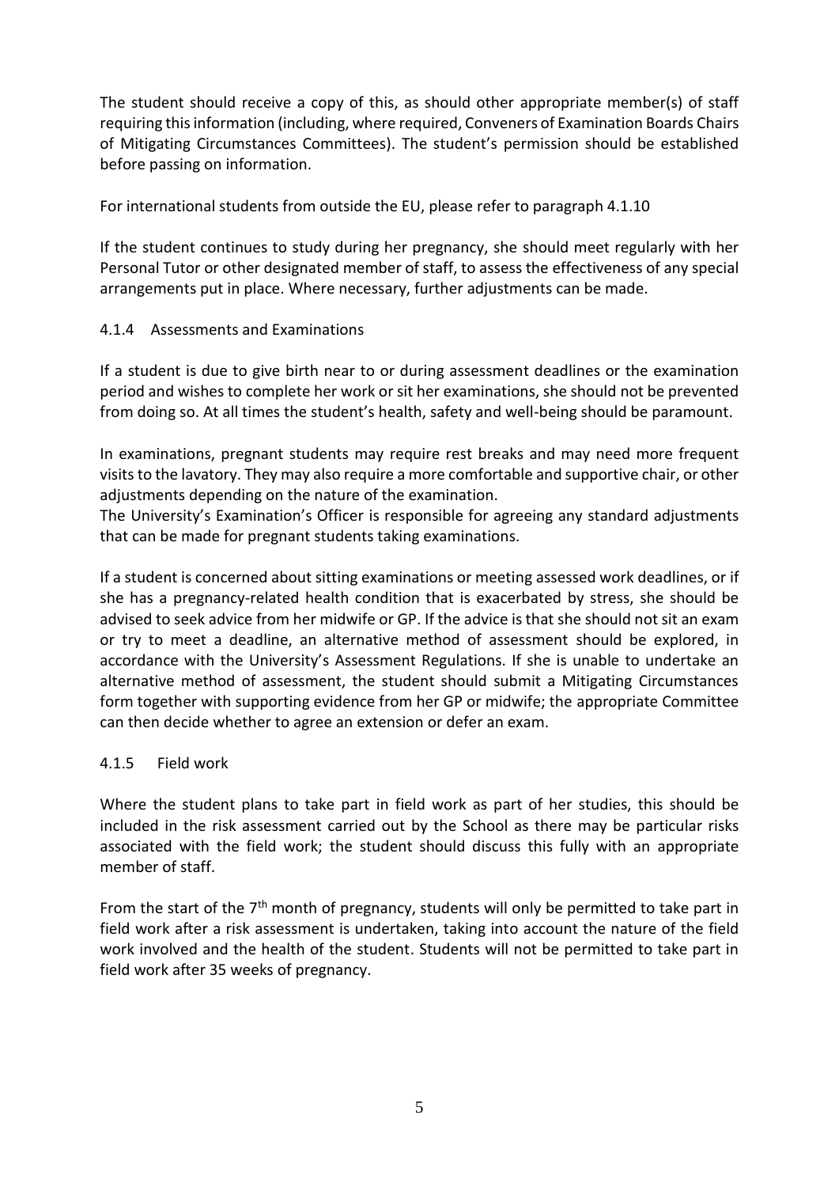The student should receive a copy of this, as should other appropriate member(s) of staff requiring this information (including, where required, Conveners of Examination Boards Chairs of Mitigating Circumstances Committees). The student's permission should be established before passing on information.

For international students from outside the EU, please refer to paragraph 4.1.10

If the student continues to study during her pregnancy, she should meet regularly with her Personal Tutor or other designated member of staff, to assess the effectiveness of any special arrangements put in place. Where necessary, further adjustments can be made.

### 4.1.4 Assessments and Examinations

If a student is due to give birth near to or during assessment deadlines or the examination period and wishes to complete her work or sit her examinations, she should not be prevented from doing so. At all times the student's health, safety and well-being should be paramount.

In examinations, pregnant students may require rest breaks and may need more frequent visits to the lavatory. They may also require a more comfortable and supportive chair, or other adjustments depending on the nature of the examination.
The University's Examination's Officer is responsible for agreeing any standard adjustments that can be made for pregnant students taking examinations.

If a student is concerned about sitting examinations or meeting assessed work deadlines, or if she has a pregnancy-related health condition that is exacerbated by stress, she should be advised to seek advice from her midwife or GP. If the advice is that she should not sit an exam or try to meet a deadline, an alternative method of assessment should be explored, in accordance with the University's Assessment Regulations. If she is unable to undertake an alternative method of assessment, the student should submit a Mitigating Circumstances form together with supporting evidence from her GP or midwife; the appropriate Committee can then decide whether to agree an extension or defer an exam.

### 4.1.5 Field work

Where the student plans to take part in field work as part of her studies, this should be included in the risk assessment carried out by the School as there may be particular risks associated with the field work; the student should discuss this fully with an appropriate member of staff.

From the start of the 7th month of pregnancy, students will only be permitted to take part in field work after a risk assessment is undertaken, taking into account the nature of the field work involved and the health of the student. Students will not be permitted to take part in field work after 35 weeks of pregnancy.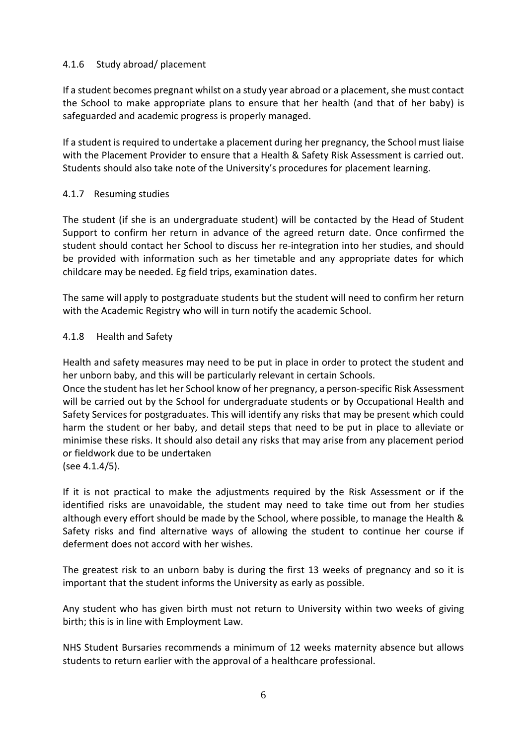#### 4.1.6 Study abroad/ placement

If a student becomes pregnant whilst on a study year abroad or a placement, she must contact the School to make appropriate plans to ensure that her health (and that of her baby) is safeguarded and academic progress is properly managed.

If a student is required to undertake a placement during her pregnancy, the School must liaise with the Placement Provider to ensure that a Health & Safety Risk Assessment is carried out. Students should also take note of the University's procedures for placement learning.

#### 4.1.7 Resuming studies

The student (if she is an undergraduate student) will be contacted by the Head of Student Support to confirm her return in advance of the agreed return date. Once confirmed the student should contact her School to discuss her re-integration into her studies, and should be provided with information such as her timetable and any appropriate dates for which childcare may be needed. Eg field trips, examination dates.

The same will apply to postgraduate students but the student will need to confirm her return with the Academic Registry who will in turn notify the academic School.

#### 4.1.8 Health and Safety

Health and safety measures may need to be put in place in order to protect the student and her unborn baby, and this will be particularly relevant in certain Schools.
Once the student has let her School know of her pregnancy, a person-specific Risk Assessment will be carried out by the School for undergraduate students or by Occupational Health and Safety Services for postgraduates. This will identify any risks that may be present which could harm the student or her baby, and detail steps that need to be put in place to alleviate or minimise these risks. It should also detail any risks that may arise from any placement period or fieldwork due to be undertaken
(see 4.1.4/5).

If it is not practical to make the adjustments required by the Risk Assessment or if the identified risks are unavoidable, the student may need to take time out from her studies although every effort should be made by the School, where possible, to manage the Health & Safety risks and find alternative ways of allowing the student to continue her course if deferment does not accord with her wishes.

The greatest risk to an unborn baby is during the first 13 weeks of pregnancy and so it is important that the student informs the University as early as possible.

Any student who has given birth must not return to University within two weeks of giving birth; this is in line with Employment Law.

NHS Student Bursaries recommends a minimum of 12 weeks maternity absence but allows students to return earlier with the approval of a healthcare professional.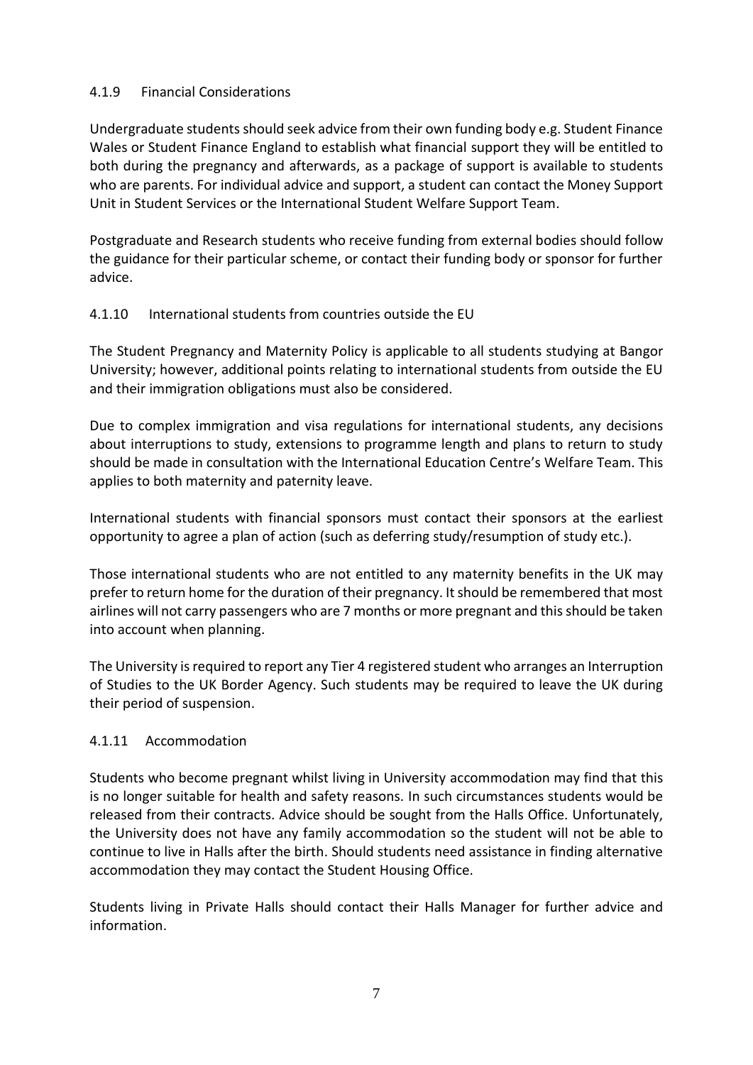#### 4.1.9 Financial Considerations

Undergraduate students should seek advice from their own funding body e.g. Student Finance Wales or Student Finance England to establish what financial support they will be entitled to both during the pregnancy and afterwards, as a package of support is available to students who are parents. For individual advice and support, a student can contact the Money Support Unit in Student Services or the International Student Welfare Support Team.

Postgraduate and Research students who receive funding from external bodies should follow the guidance for their particular scheme, or contact their funding body or sponsor for further advice.

#### 4.1.10 International students from countries outside the EU

The Student Pregnancy and Maternity Policy is applicable to all students studying at Bangor University; however, additional points relating to international students from outside the EU and their immigration obligations must also be considered.

Due to complex immigration and visa regulations for international students, any decisions about interruptions to study, extensions to programme length and plans to return to study should be made in consultation with the International Education Centre's Welfare Team. This applies to both maternity and paternity leave.

International students with financial sponsors must contact their sponsors at the earliest opportunity to agree a plan of action (such as deferring study/resumption of study etc.).

Those international students who are not entitled to any maternity benefits in the UK may prefer to return home for the duration of their pregnancy. It should be remembered that most airlines will not carry passengers who are 7 months or more pregnant and this should be taken into account when planning.

The University is required to report any Tier 4 registered student who arranges an Interruption of Studies to the UK Border Agency. Such students may be required to leave the UK during their period of suspension.

#### 4.1.11 Accommodation

Students who become pregnant whilst living in University accommodation may find that this is no longer suitable for health and safety reasons. In such circumstances students would be released from their contracts. Advice should be sought from the Halls Office. Unfortunately, the University does not have any family accommodation so the student will not be able to continue to live in Halls after the birth. Should students need assistance in finding alternative accommodation they may contact the Student Housing Office.

Students living in Private Halls should contact their Halls Manager for further advice and information.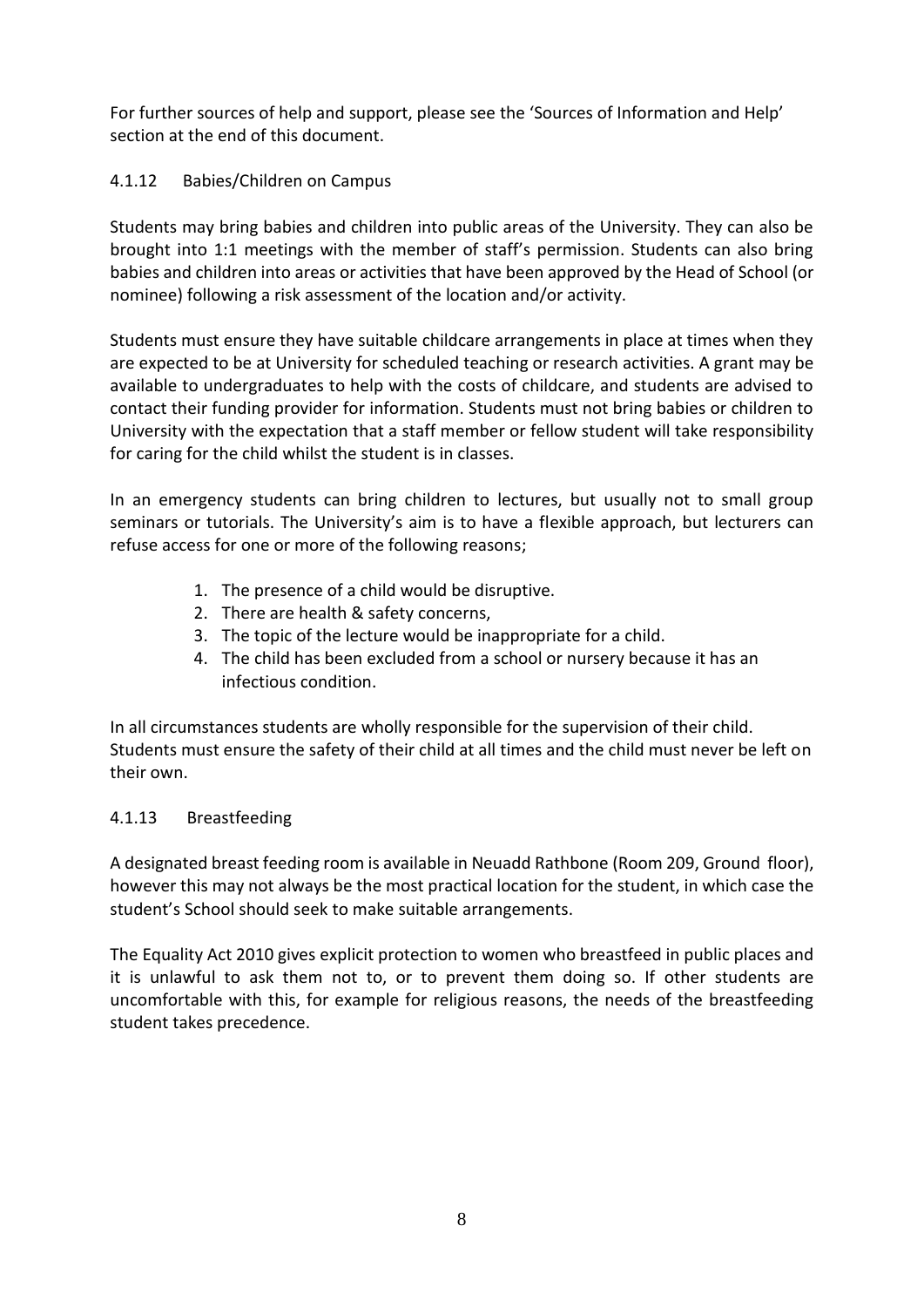For further sources of help and support, please see the 'Sources of Information and Help' section at the end of this document.

#### 4.1.12 Babies/Children on Campus

Students may bring babies and children into public areas of the University. They can also be brought into 1:1 meetings with the member of staff's permission. Students can also bring babies and children into areas or activities that have been approved by the Head of School (or nominee) following a risk assessment of the location and/or activity.

Students must ensure they have suitable childcare arrangements in place at times when they are expected to be at University for scheduled teaching or research activities. A grant may be available to undergraduates to help with the costs of childcare, and students are advised to contact their funding provider for information. Students must not bring babies or children to University with the expectation that a staff member or fellow student will take responsibility for caring for the child whilst the student is in classes.

In an emergency students can bring children to lectures, but usually not to small group seminars or tutorials. The University's aim is to have a flexible approach, but lecturers can refuse access for one or more of the following reasons;

1. The presence of a child would be disruptive.
2. There are health & safety concerns,
3. The topic of the lecture would be inappropriate for a child.
4. The child has been excluded from a school or nursery because it has an infectious condition.

In all circumstances students are wholly responsible for the supervision of their child. Students must ensure the safety of their child at all times and the child must never be left on their own.

#### 4.1.13 Breastfeeding

A designated breast feeding room is available in Neuadd Rathbone (Room 209, Ground floor), however this may not always be the most practical location for the student, in which case the student's School should seek to make suitable arrangements.

The Equality Act 2010 gives explicit protection to women who breastfeed in public places and it is unlawful to ask them not to, or to prevent them doing so. If other students are uncomfortable with this, for example for religious reasons, the needs of the breastfeeding student takes precedence.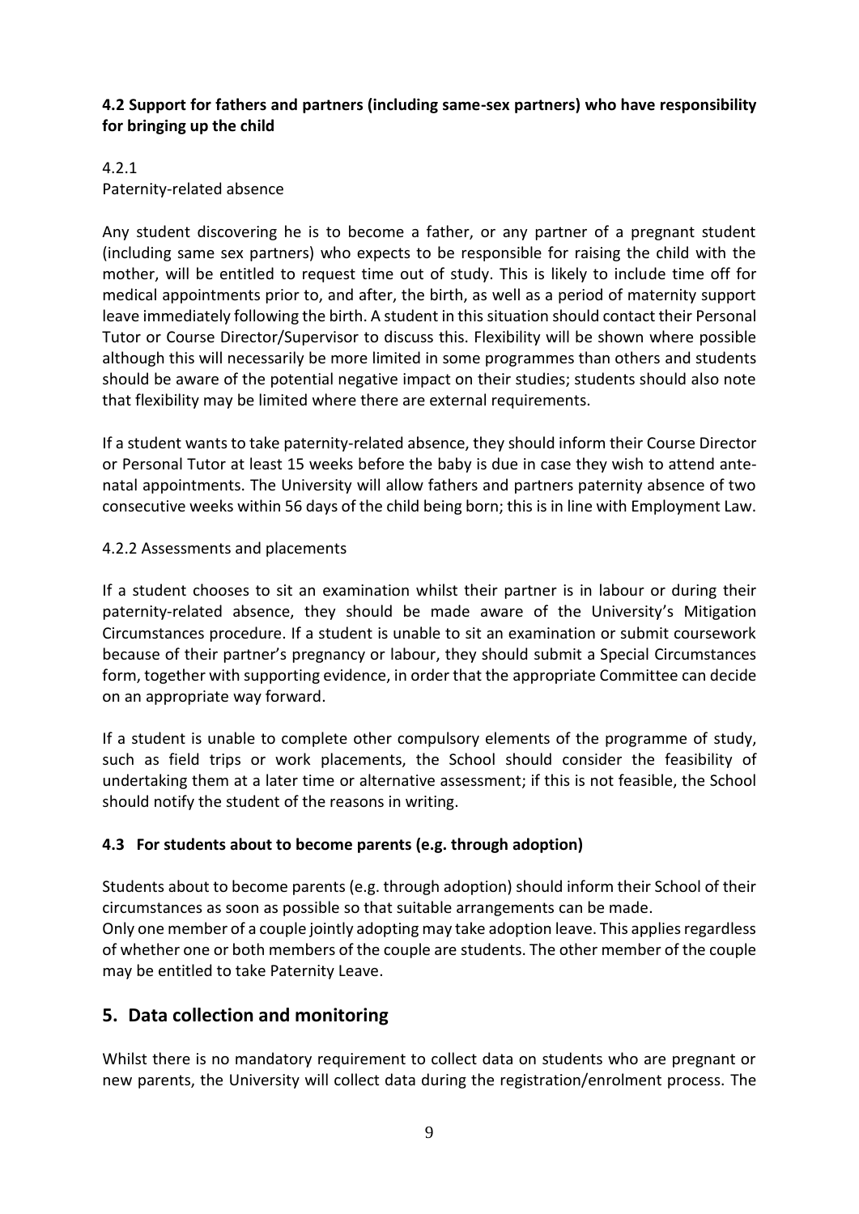**4.2 Support for fathers and partners (including same-sex partners) who have responsibility for bringing up the child**

4.2.1
Paternity-related absence

Any student discovering he is to become a father, or any partner of a pregnant student (including same sex partners) who expects to be responsible for raising the child with the mother, will be entitled to request time out of study. This is likely to include time off for medical appointments prior to, and after, the birth, as well as a period of maternity support leave immediately following the birth. A student in this situation should contact their Personal Tutor or Course Director/Supervisor to discuss this. Flexibility will be shown where possible although this will necessarily be more limited in some programmes than others and students should be aware of the potential negative impact on their studies; students should also note that flexibility may be limited where there are external requirements.

If a student wants to take paternity-related absence, they should inform their Course Director or Personal Tutor at least 15 weeks before the baby is due in case they wish to attend ante-natal appointments. The University will allow fathers and partners paternity absence of two consecutive weeks within 56 days of the child being born; this is in line with Employment Law.

4.2.2 Assessments and placements

If a student chooses to sit an examination whilst their partner is in labour or during their paternity-related absence, they should be made aware of the University's Mitigation Circumstances procedure. If a student is unable to sit an examination or submit coursework because of their partner's pregnancy or labour, they should submit a Special Circumstances form, together with supporting evidence, in order that the appropriate Committee can decide on an appropriate way forward.

If a student is unable to complete other compulsory elements of the programme of study, such as field trips or work placements, the School should consider the feasibility of undertaking them at a later time or alternative assessment; if this is not feasible, the School should notify the student of the reasons in writing.

**4.3 For students about to become parents (e.g. through adoption)**

Students about to become parents (e.g. through adoption) should inform their School of their circumstances as soon as possible so that suitable arrangements can be made.
Only one member of a couple jointly adopting may take adoption leave. This applies regardless of whether one or both members of the couple are students. The other member of the couple may be entitled to take Paternity Leave.

## 5. Data collection and monitoring

Whilst there is no mandatory requirement to collect data on students who are pregnant or new parents, the University will collect data during the registration/enrolment process. The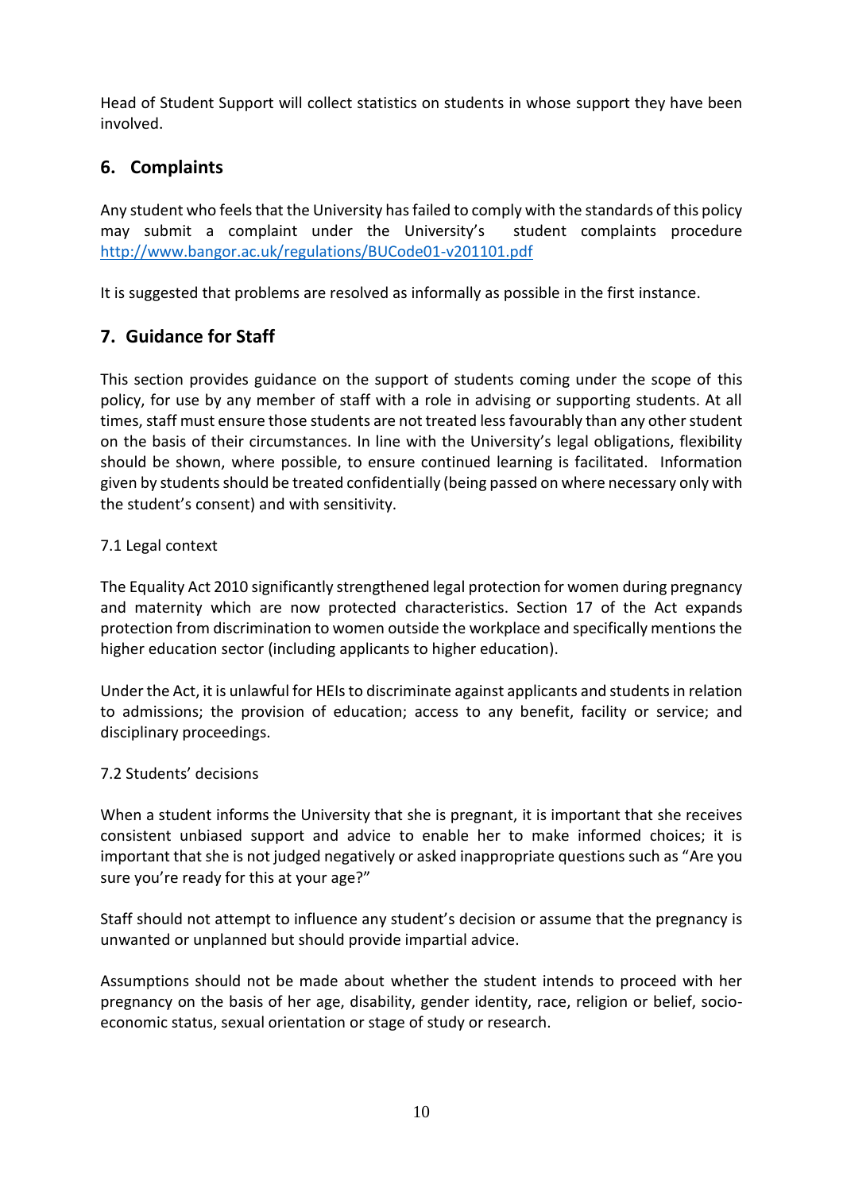Head of Student Support will collect statistics on students in whose support they have been involved.

## 6. Complaints

Any student who feels that the University has failed to comply with the standards of this policy may submit a complaint under the University's student complaints procedure http://www.bangor.ac.uk/regulations/BUCode01-v201101.pdf

It is suggested that problems are resolved as informally as possible in the first instance.

## 7. Guidance for Staff

This section provides guidance on the support of students coming under the scope of this policy, for use by any member of staff with a role in advising or supporting students. At all times, staff must ensure those students are not treated less favourably than any other student on the basis of their circumstances. In line with the University's legal obligations, flexibility should be shown, where possible, to ensure continued learning is facilitated. Information given by students should be treated confidentially (being passed on where necessary only with the student's consent) and with sensitivity.

### 7.1 Legal context

The Equality Act 2010 significantly strengthened legal protection for women during pregnancy and maternity which are now protected characteristics. Section 17 of the Act expands protection from discrimination to women outside the workplace and specifically mentions the higher education sector (including applicants to higher education).

Under the Act, it is unlawful for HEIs to discriminate against applicants and students in relation to admissions; the provision of education; access to any benefit, facility or service; and disciplinary proceedings.

### 7.2 Students' decisions

When a student informs the University that she is pregnant, it is important that she receives consistent unbiased support and advice to enable her to make informed choices; it is important that she is not judged negatively or asked inappropriate questions such as "Are you sure you're ready for this at your age?"

Staff should not attempt to influence any student's decision or assume that the pregnancy is unwanted or unplanned but should provide impartial advice.

Assumptions should not be made about whether the student intends to proceed with her pregnancy on the basis of her age, disability, gender identity, race, religion or belief, socio-economic status, sexual orientation or stage of study or research.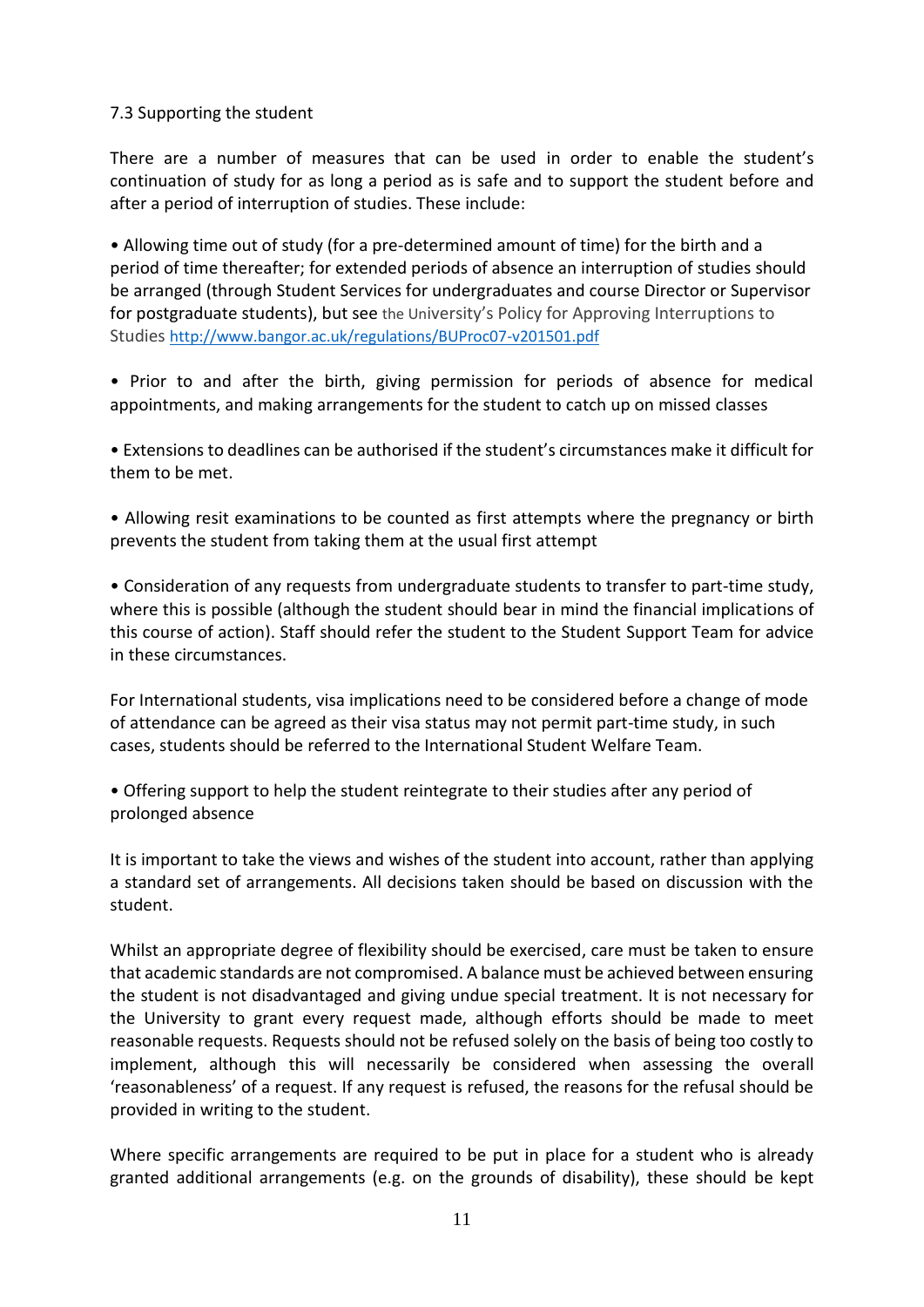7.3 Supporting the student

There are a number of measures that can be used in order to enable the student's continuation of study for as long a period as is safe and to support the student before and after a period of interruption of studies. These include:

- Allowing time out of study (for a pre-determined amount of time) for the birth and a period of time thereafter; for extended periods of absence an interruption of studies should be arranged (through Student Services for undergraduates and course Director or Supervisor for postgraduate students), but see the University's Policy for Approving Interruptions to Studies http://www.bangor.ac.uk/regulations/BUProc07-v201501.pdf

- Prior to and after the birth, giving permission for periods of absence for medical appointments, and making arrangements for the student to catch up on missed classes

- Extensions to deadlines can be authorised if the student's circumstances make it difficult for them to be met.

- Allowing resit examinations to be counted as first attempts where the pregnancy or birth prevents the student from taking them at the usual first attempt

- Consideration of any requests from undergraduate students to transfer to part-time study, where this is possible (although the student should bear in mind the financial implications of this course of action). Staff should refer the student to the Student Support Team for advice in these circumstances.

For International students, visa implications need to be considered before a change of mode of attendance can be agreed as their visa status may not permit part-time study, in such cases, students should be referred to the International Student Welfare Team.

- Offering support to help the student reintegrate to their studies after any period of prolonged absence

It is important to take the views and wishes of the student into account, rather than applying a standard set of arrangements. All decisions taken should be based on discussion with the student.

Whilst an appropriate degree of flexibility should be exercised, care must be taken to ensure that academic standards are not compromised. A balance must be achieved between ensuring the student is not disadvantaged and giving undue special treatment. It is not necessary for the University to grant every request made, although efforts should be made to meet reasonable requests. Requests should not be refused solely on the basis of being too costly to implement, although this will necessarily be considered when assessing the overall 'reasonableness' of a request. If any request is refused, the reasons for the refusal should be provided in writing to the student.

Where specific arrangements are required to be put in place for a student who is already granted additional arrangements (e.g. on the grounds of disability), these should be kept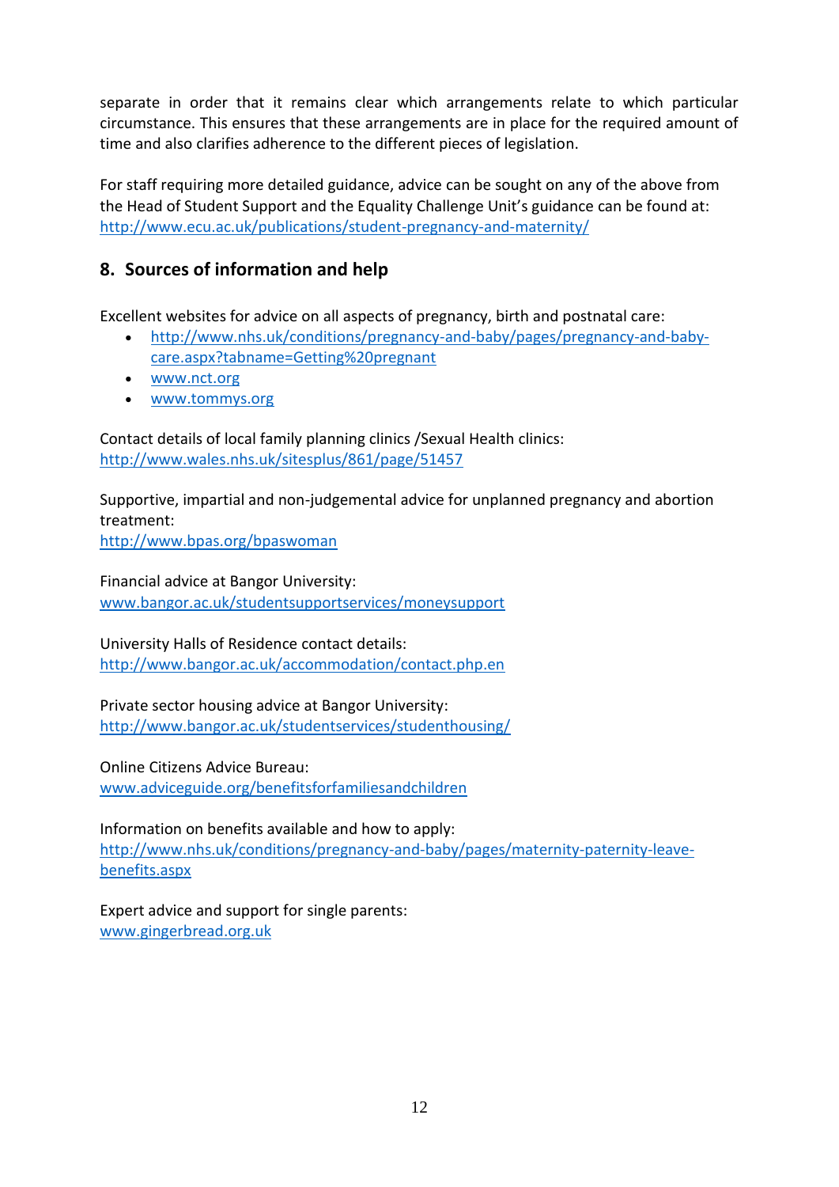separate in order that it remains clear which arrangements relate to which particular circumstance. This ensures that these arrangements are in place for the required amount of time and also clarifies adherence to the different pieces of legislation.

For staff requiring more detailed guidance, advice can be sought on any of the above from the Head of Student Support and the Equality Challenge Unit's guidance can be found at: http://www.ecu.ac.uk/publications/student-pregnancy-and-maternity/

## 8. Sources of information and help

Excellent websites for advice on all aspects of pregnancy, birth and postnatal care:

- http://www.nhs.uk/conditions/pregnancy-and-baby/pages/pregnancy-and-baby-care.aspx?tabname=Getting%20pregnant
- www.nct.org
- www.tommys.org

Contact details of local family planning clinics /Sexual Health clinics:
http://www.wales.nhs.uk/sitesplus/861/page/51457

Supportive, impartial and non-judgemental advice for unplanned pregnancy and abortion treatment:
http://www.bpas.org/bpaswoman

Financial advice at Bangor University:
www.bangor.ac.uk/studentsupportservices/moneysupport

University Halls of Residence contact details:
http://www.bangor.ac.uk/accommodation/contact.php.en

Private sector housing advice at Bangor University:
http://www.bangor.ac.uk/studentservices/studenthousing/

Online Citizens Advice Bureau:
www.adviceguide.org/benefitsforfamiliesandchildren

Information on benefits available and how to apply:
http://www.nhs.uk/conditions/pregnancy-and-baby/pages/maternity-paternity-leave-benefits.aspx

Expert advice and support for single parents:
www.gingerbread.org.uk